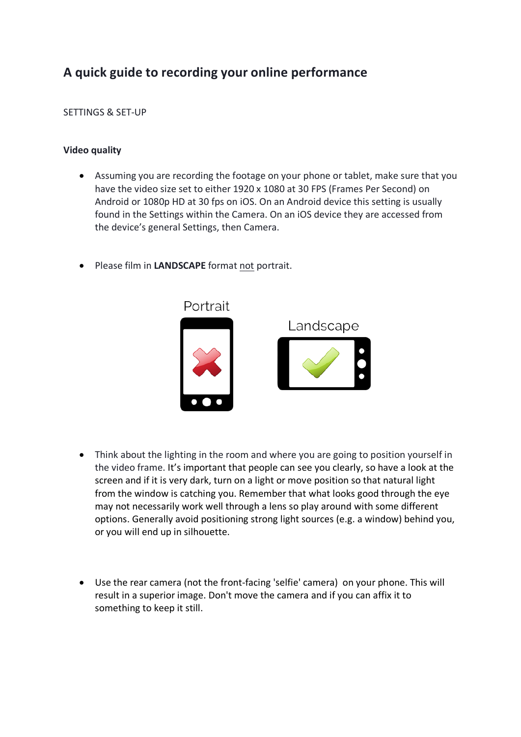# A quick guide to recording your online performance

SETTINGS & SET-UP

**Video quality**

- Assuming you are recording the footage on your phone or tablet, make sure that you have the video size set to either 1920 x 1080 at 30 FPS (Frames Per Second) on Android or 1080p HD at 30 fps on iOS. On an Android device this setting is usually found in the Settings within the Camera. On an iOS device they are accessed from the device's general Settings, then Camera.

- Please film in **LANDSCAPE** format <u>not</u> portrait.

Portrait

Landscape

- Think about the lighting in the room and where you are going to position yourself in the video frame. It's important that people can see you clearly, so have a look at the screen and if it is very dark, turn on a light or move position so that natural light from the window is catching you. Remember that what looks good through the eye may not necessarily work well through a lens so play around with some different options. Generally avoid positioning strong light sources (e.g. a window) behind you, or you will end up in silhouette.

- Use the rear camera (not the front-facing 'selfie' camera) on your phone. This will result in a superior image. Don't move the camera and if you can affix it to something to keep it still.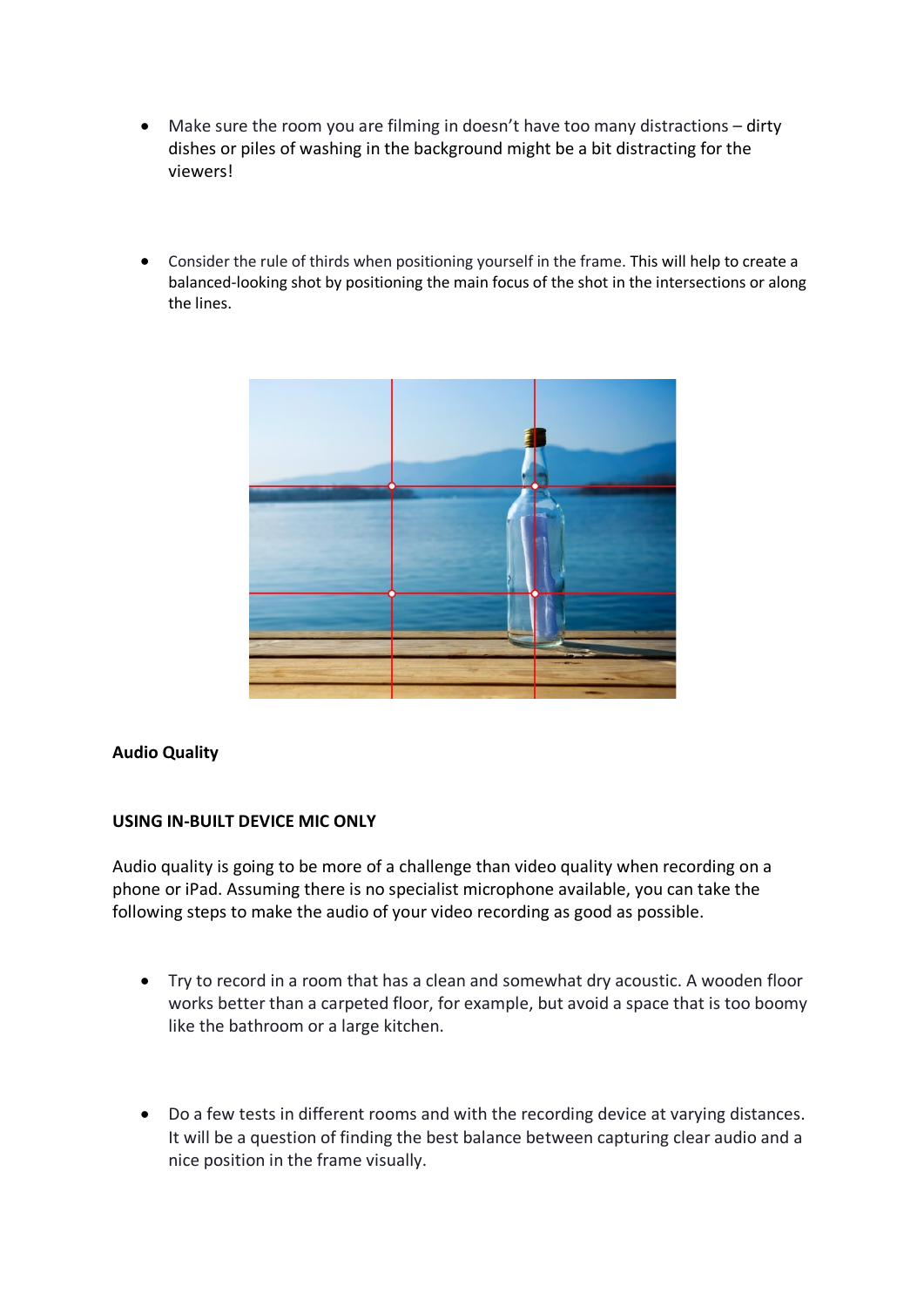- Make sure the room you are filming in doesn't have too many distractions – dirty dishes or piles of washing in the background might be a bit distracting for the viewers!

- Consider the rule of thirds when positioning yourself in the frame. This will help to create a balanced-looking shot by positioning the main focus of the shot in the intersections or along the lines.

**Audio Quality**

**USING IN-BUILT DEVICE MIC ONLY**

Audio quality is going to be more of a challenge than video quality when recording on a phone or iPad. Assuming there is no specialist microphone available, you can take the following steps to make the audio of your video recording as good as possible.

- Try to record in a room that has a clean and somewhat dry acoustic. A wooden floor works better than a carpeted floor, for example, but avoid a space that is too boomy like the bathroom or a large kitchen.

- Do a few tests in different rooms and with the recording device at varying distances. It will be a question of finding the best balance between capturing clear audio and a nice position in the frame visually.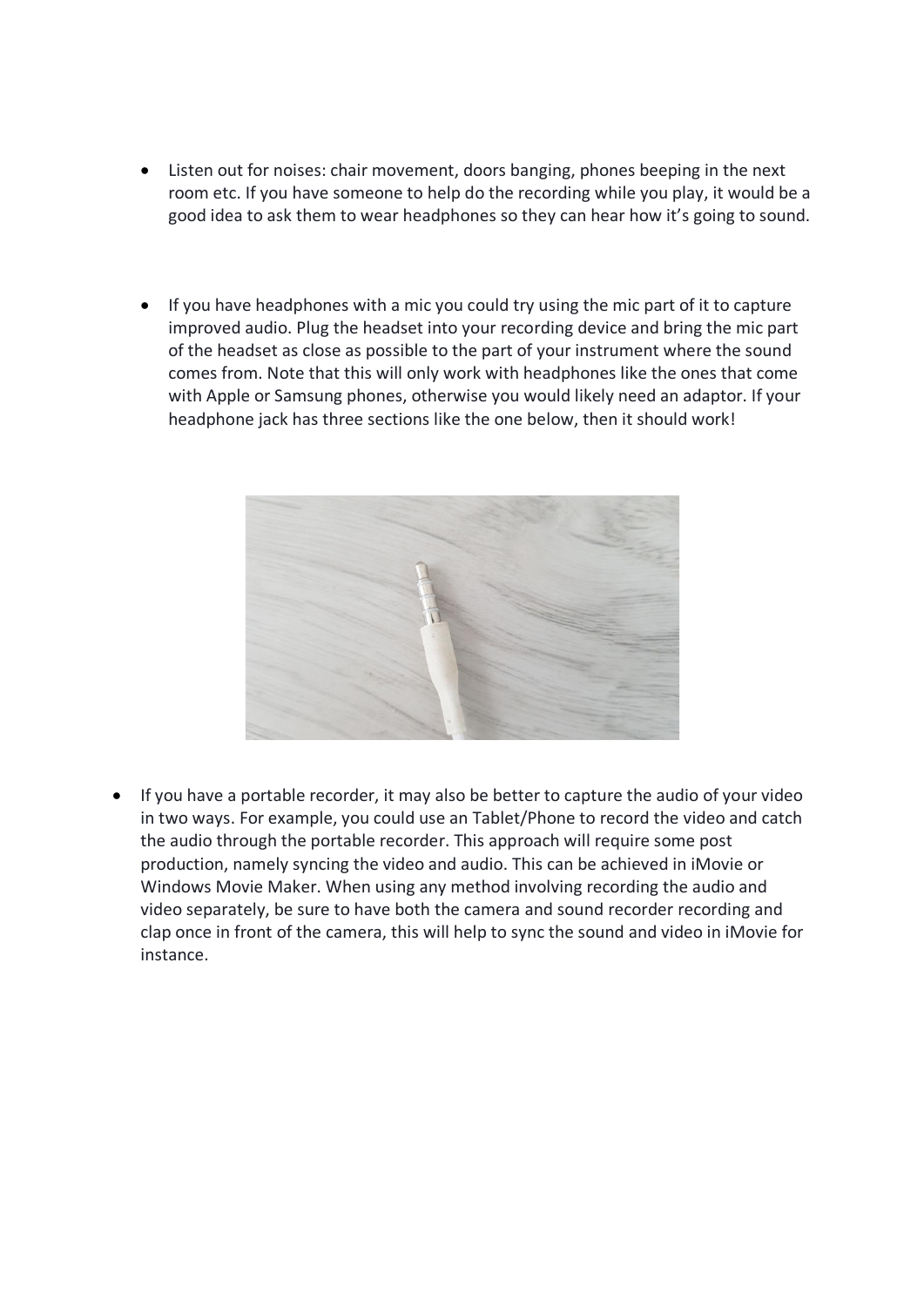- Listen out for noises: chair movement, doors banging, phones beeping in the next room etc. If you have someone to help do the recording while you play, it would be a good idea to ask them to wear headphones so they can hear how it's going to sound.

- If you have headphones with a mic you could try using the mic part of it to capture improved audio. Plug the headset into your recording device and bring the mic part of the headset as close as possible to the part of your instrument where the sound comes from. Note that this will only work with headphones like the ones that come with Apple or Samsung phones, otherwise you would likely need an adaptor. If your headphone jack has three sections like the one below, then it should work!

- If you have a portable recorder, it may also be better to capture the audio of your video in two ways. For example, you could use an Tablet/Phone to record the video and catch the audio through the portable recorder. This approach will require some post production, namely syncing the video and audio. This can be achieved in iMovie or Windows Movie Maker. When using any method involving recording the audio and video separately, be sure to have both the camera and sound recorder recording and clap once in front of the camera, this will help to sync the sound and video in iMovie for instance.